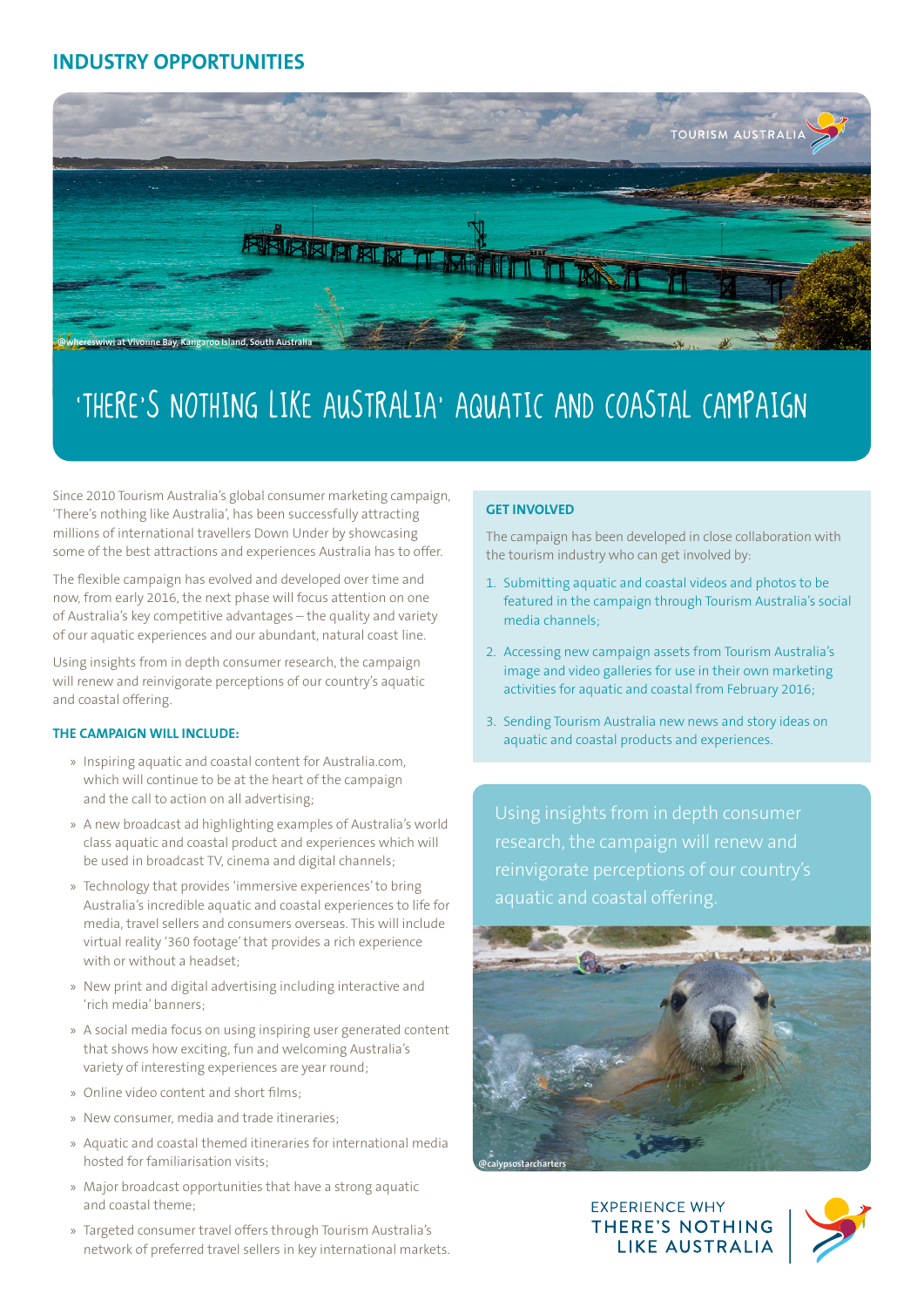## INDUSTRY OPPORTUNITIES

@whereswiwi at Vivonne Bay, Kangaroo Island, South Australia

# 'THERE'S NOTHING LIKE AUSTRALIA' AQUATIC AND COASTAL CAMPAIGN

Since 2010 Tourism Australia's global consumer marketing campaign, 'There's nothing like Australia', has been successfully attracting millions of international travellers Down Under by showcasing some of the best attractions and experiences Australia has to offer.

The flexible campaign has evolved and developed over time and now, from early 2016, the next phase will focus attention on one of Australia's key competitive advantages – the quality and variety of our aquatic experiences and our abundant, natural coast line.

Using insights from in depth consumer research, the campaign will renew and reinvigorate perceptions of our country's aquatic and coastal offering.

### THE CAMPAIGN WILL INCLUDE:

- Inspiring aquatic and coastal content for Australia.com, which will continue to be at the heart of the campaign and the call to action on all advertising;
- A new broadcast ad highlighting examples of Australia's world class aquatic and coastal product and experiences which will be used in broadcast TV, cinema and digital channels;
- Technology that provides 'immersive experiences' to bring Australia's incredible aquatic and coastal experiences to life for media, travel sellers and consumers overseas. This will include virtual reality '360 footage' that provides a rich experience with or without a headset;
- New print and digital advertising including interactive and 'rich media' banners;
- A social media focus on using inspiring user generated content that shows how exciting, fun and welcoming Australia's variety of interesting experiences are year round;
- Online video content and short films;
- New consumer, media and trade itineraries;
- Aquatic and coastal themed itineraries for international media hosted for familiarisation visits;
- Major broadcast opportunities that have a strong aquatic and coastal theme;
- Targeted consumer travel offers through Tourism Australia's network of preferred travel sellers in key international markets.

### GET INVOLVED

The campaign has been developed in close collaboration with the tourism industry who can get involved by:

1. Submitting aquatic and coastal videos and photos to be featured in the campaign through Tourism Australia's social media channels;
2. Accessing new campaign assets from Tourism Australia's image and video galleries for use in their own marketing activities for aquatic and coastal from February 2016;
3. Sending Tourism Australia new news and story ideas on aquatic and coastal products and experiences.

Using insights from in depth consumer research, the campaign will renew and reinvigorate perceptions of our country's aquatic and coastal offering.

@calypsostarcharters

EXPERIENCE WHY THERE'S NOTHING LIKE AUSTRALIA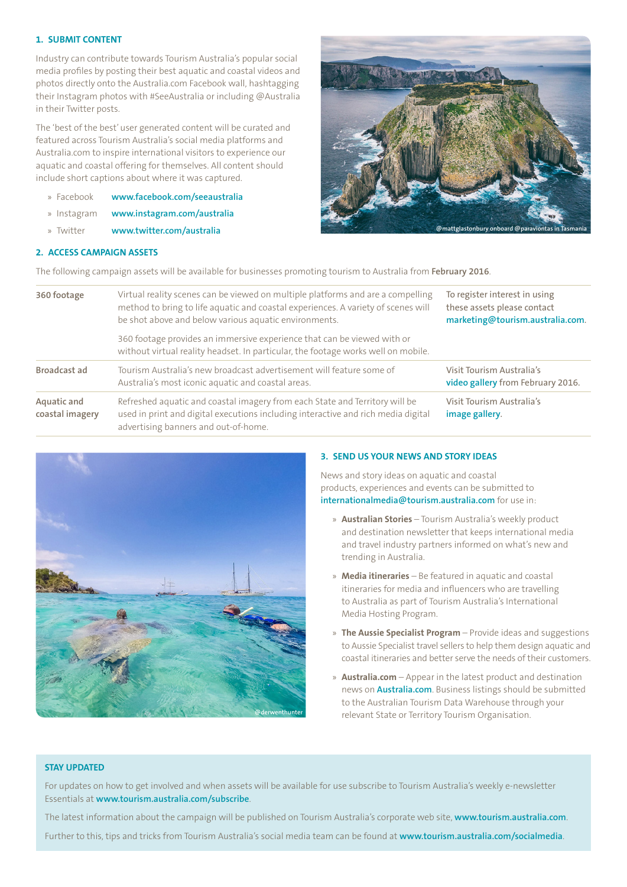## 1. SUBMIT CONTENT

Industry can contribute towards Tourism Australia's popular social media profiles by posting their best aquatic and coastal videos and photos directly onto the Australia.com Facebook wall, hashtagging their Instagram photos with #SeeAustralia or including @Australia in their Twitter posts.

The 'best of the best' user generated content will be curated and featured across Tourism Australia's social media platforms and Australia.com to inspire international visitors to experience our aquatic and coastal offering for themselves. All content should include short captions about where it was captured.

- Facebook www.facebook.com/seeaustralia
- Instagram www.instagram.com/australia
- Twitter www.twitter.com/australia

@mattglastonbury onboard @paraviontas in Tasmania

## 2. ACCESS CAMPAIGN ASSETS

The following campaign assets will be available for businesses promoting tourism to Australia from **February 2016**.

| | | |
|---|---|---|
| **360 footage** | Virtual reality scenes can be viewed on multiple platforms and are a compelling method to bring to life aquatic and coastal experiences. A variety of scenes will be shot above and below various aquatic environments.<br><br>360 footage provides an immersive experience that can be viewed with or without virtual reality headset. In particular, the footage works well on mobile. | To register interest in using these assets please contact marketing@tourism.australia.com. |
| **Broadcast ad** | Tourism Australia's new broadcast advertisement will feature some of Australia's most iconic aquatic and coastal areas. | Visit Tourism Australia's video gallery from February 2016. |
| **Aquatic and coastal imagery** | Refreshed aquatic and coastal imagery from each State and Territory will be used in print and digital executions including interactive and rich media digital advertising banners and out-of-home. | Visit Tourism Australia's image gallery. |

@derwenthunter

## 3. SEND US YOUR NEWS AND STORY IDEAS

News and story ideas on aquatic and coastal products, experiences and events can be submitted to internationalmedia@tourism.australia.com for use in:

- **Australian Stories** – Tourism Australia's weekly product and destination newsletter that keeps international media and travel industry partners informed on what's new and trending in Australia.
- **Media itineraries** – Be featured in aquatic and coastal itineraries for media and influencers who are travelling to Australia as part of Tourism Australia's International Media Hosting Program.
- **The Aussie Specialist Program** – Provide ideas and suggestions to Aussie Specialist travel sellers to help them design aquatic and coastal itineraries and better serve the needs of their customers.
- **Australia.com** – Appear in the latest product and destination news on Australia.com. Business listings should be submitted to the Australian Tourism Data Warehouse through your relevant State or Territory Tourism Organisation.

## STAY UPDATED

For updates on how to get involved and when assets will be available for use subscribe to Tourism Australia's weekly e-newsletter Essentials at **www.tourism.australia.com/subscribe**.

The latest information about the campaign will be published on Tourism Australia's corporate web site, **www.tourism.australia.com**.

Further to this, tips and tricks from Tourism Australia's social media team can be found at **www.tourism.australia.com/socialmedia**.